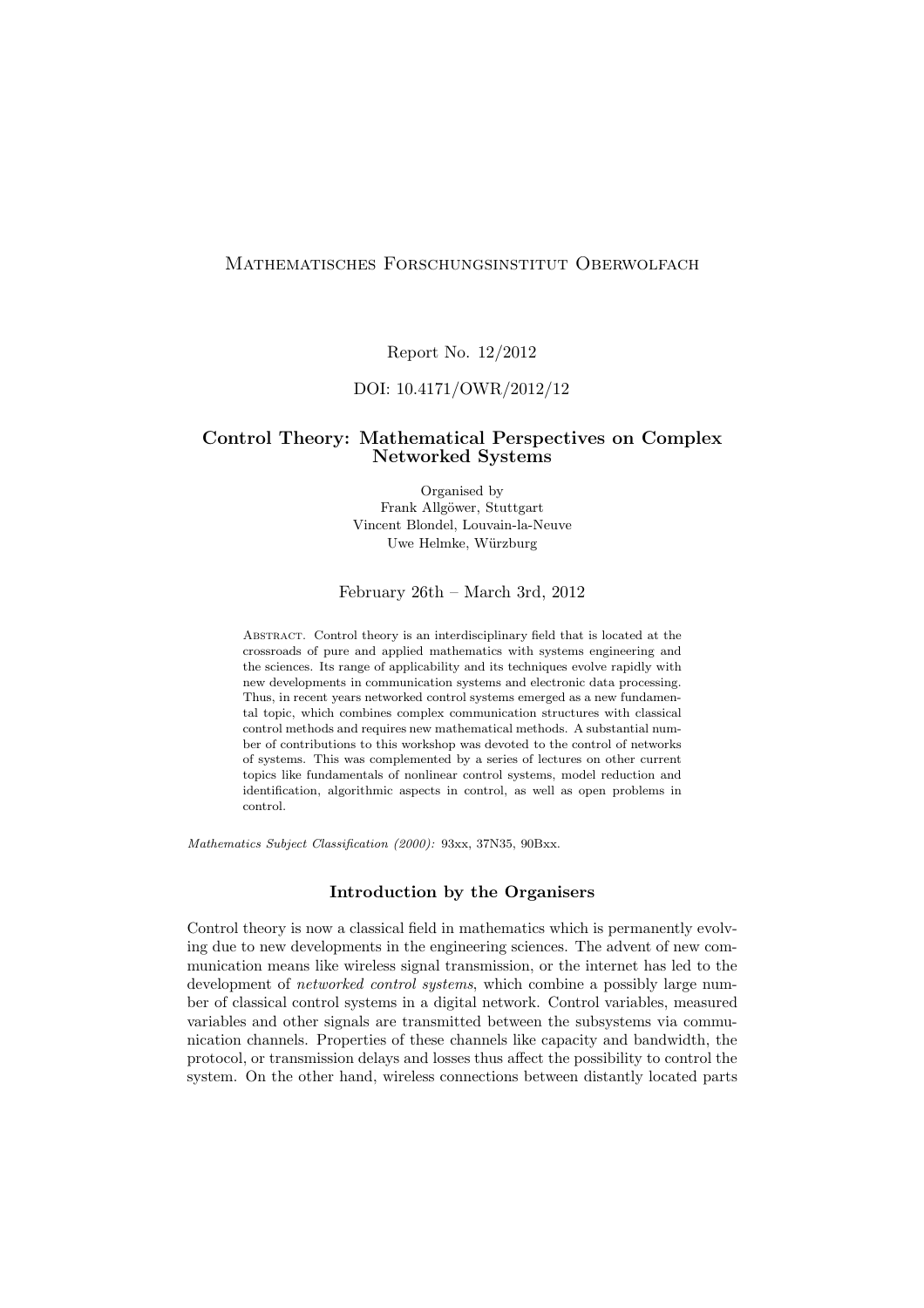Mathematisches Forschungsinstitut Oberwolfach

Report No. 12/2012

DOI: 10.4171/OWR/2012/12

# Control Theory: Mathematical Perspectives on Complex Networked Systems

Organised by
Frank Allgöwer, Stuttgart
Vincent Blondel, Louvain-la-Neuve
Uwe Helmke, Würzburg

February 26th – March 3rd, 2012

Abstract. Control theory is an interdisciplinary field that is located at the crossroads of pure and applied mathematics with systems engineering and the sciences. Its range of applicability and its techniques evolve rapidly with new developments in communication systems and electronic data processing. Thus, in recent years networked control systems emerged as a new fundamental topic, which combines complex communication structures with classical control methods and requires new mathematical methods. A substantial number of contributions to this workshop was devoted to the control of networks of systems. This was complemented by a series of lectures on other current topics like fundamentals of nonlinear control systems, model reduction and identification, algorithmic aspects in control, as well as open problems in control.

*Mathematics Subject Classification (2000):* 93xx, 37N35, 90Bxx.

## Introduction by the Organisers

Control theory is now a classical field in mathematics which is permanently evolving due to new developments in the engineering sciences. The advent of new communication means like wireless signal transmission, or the internet has led to the development of *networked control systems*, which combine a possibly large number of classical control systems in a digital network. Control variables, measured variables and other signals are transmitted between the subsystems via communication channels. Properties of these channels like capacity and bandwidth, the protocol, or transmission delays and losses thus affect the possibility to control the system. On the other hand, wireless connections between distantly located parts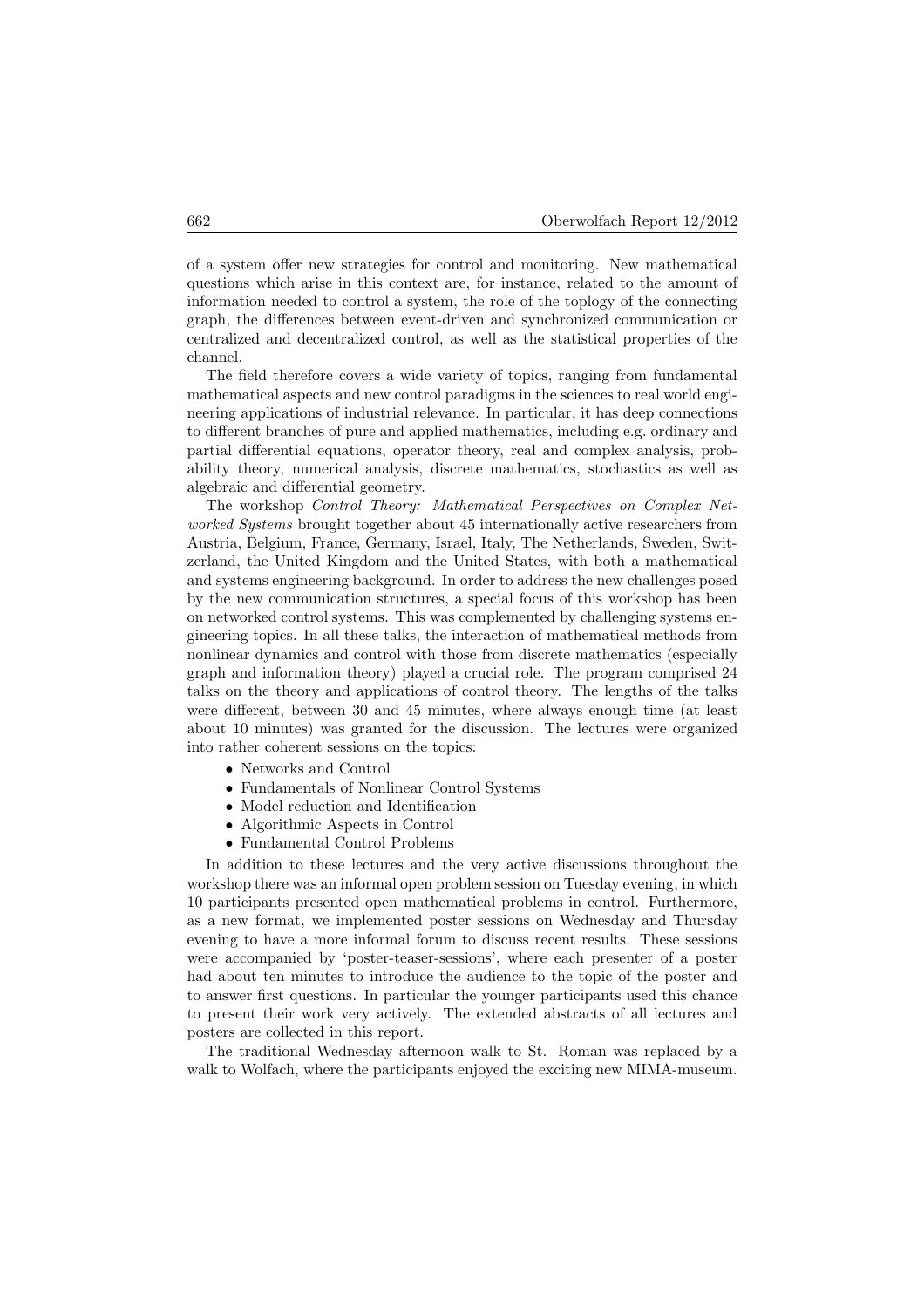of a system offer new strategies for control and monitoring. New mathematical questions which arise in this context are, for instance, related to the amount of information needed to control a system, the role of the toplogy of the connecting graph, the differences between event-driven and synchronized communication or centralized and decentralized control, as well as the statistical properties of the channel.

The field therefore covers a wide variety of topics, ranging from fundamental mathematical aspects and new control paradigms in the sciences to real world engineering applications of industrial relevance. In particular, it has deep connections to different branches of pure and applied mathematics, including e.g. ordinary and partial differential equations, operator theory, real and complex analysis, probability theory, numerical analysis, discrete mathematics, stochastics as well as algebraic and differential geometry.

The workshop *Control Theory: Mathematical Perspectives on Complex Networked Systems* brought together about 45 internationally active researchers from Austria, Belgium, France, Germany, Israel, Italy, The Netherlands, Sweden, Switzerland, the United Kingdom and the United States, with both a mathematical and systems engineering background. In order to address the new challenges posed by the new communication structures, a special focus of this workshop has been on networked control systems. This was complemented by challenging systems engineering topics. In all these talks, the interaction of mathematical methods from nonlinear dynamics and control with those from discrete mathematics (especially graph and information theory) played a crucial role. The program comprised 24 talks on the theory and applications of control theory. The lengths of the talks were different, between 30 and 45 minutes, where always enough time (at least about 10 minutes) was granted for the discussion. The lectures were organized into rather coherent sessions on the topics:

- Networks and Control
- Fundamentals of Nonlinear Control Systems
- Model reduction and Identification
- Algorithmic Aspects in Control
- Fundamental Control Problems

In addition to these lectures and the very active discussions throughout the workshop there was an informal open problem session on Tuesday evening, in which 10 participants presented open mathematical problems in control. Furthermore, as a new format, we implemented poster sessions on Wednesday and Thursday evening to have a more informal forum to discuss recent results. These sessions were accompanied by 'poster-teaser-sessions', where each presenter of a poster had about ten minutes to introduce the audience to the topic of the poster and to answer first questions. In particular the younger participants used this chance to present their work very actively. The extended abstracts of all lectures and posters are collected in this report.

The traditional Wednesday afternoon walk to St. Roman was replaced by a walk to Wolfach, where the participants enjoyed the exciting new MIMA-museum.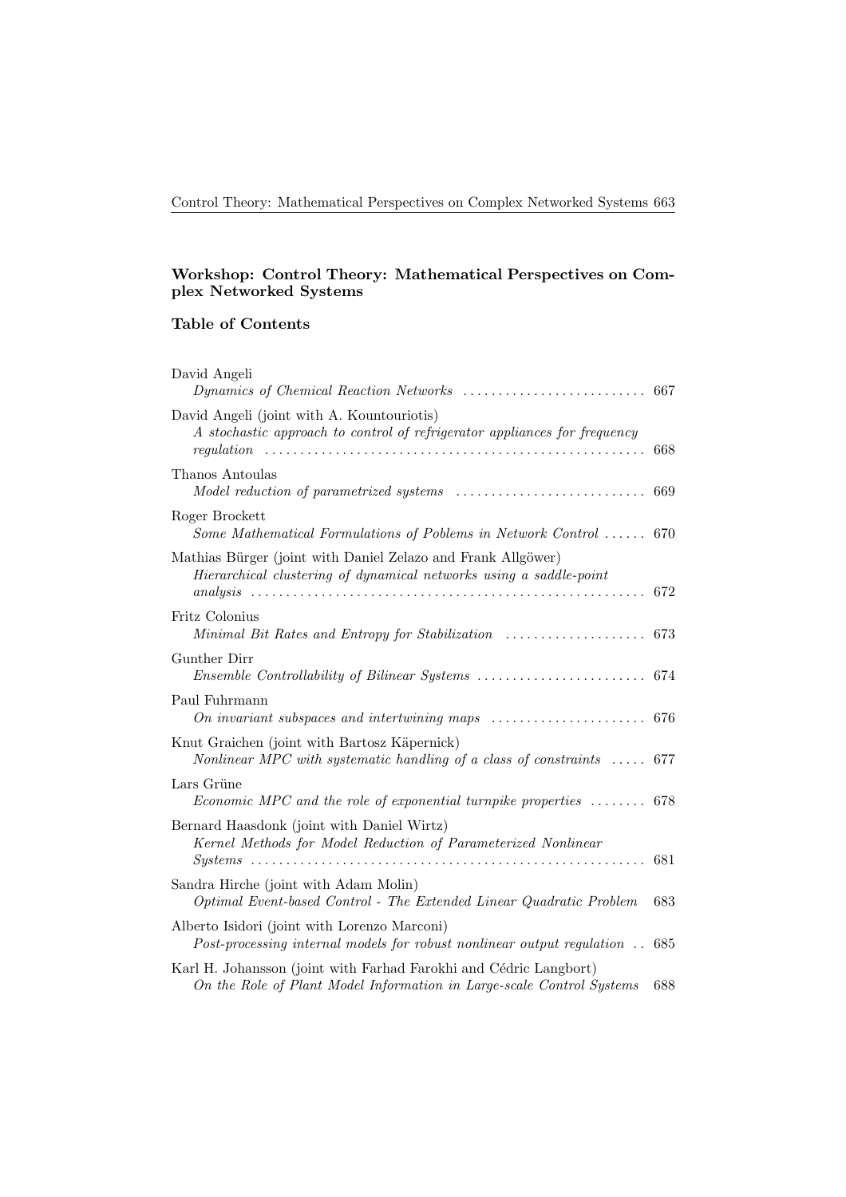## Workshop: Control Theory: Mathematical Perspectives on Complex Networked Systems

## Table of Contents

David Angeli
*Dynamics of Chemical Reaction Networks* . . . . . . . . . . . . . . . . . . . . . . . . . . 667

David Angeli (joint with A. Kountouriotis)
*A stochastic approach to control of refrigerator appliances for frequency regulation* . . . . . . . . . . . . . . . . . . . . . . . . . . . . . . . . . . . . . . . . . . . . . . . . . . . . . 668

Thanos Antoulas
*Model reduction of parametrized systems* . . . . . . . . . . . . . . . . . . . . . . . . . . . 669

Roger Brockett
*Some Mathematical Formulations of Poblems in Network Control* . . . . . . 670

Mathias Bürger (joint with Daniel Zelazo and Frank Allgöwer)
*Hierarchical clustering of dynamical networks using a saddle-point analysis* . . . . . . . . . . . . . . . . . . . . . . . . . . . . . . . . . . . . . . . . . . . . . . . . . . . . . . . 672

Fritz Colonius
*Minimal Bit Rates and Entropy for Stabilization* . . . . . . . . . . . . . . . . . . . . 673

Gunther Dirr
*Ensemble Controllability of Bilinear Systems* . . . . . . . . . . . . . . . . . . . . . . . . 674

Paul Fuhrmann
*On invariant subspaces and intertwining maps* . . . . . . . . . . . . . . . . . . . . . . 676

Knut Graichen (joint with Bartosz Käpernick)
*Nonlinear MPC with systematic handling of a class of constraints* . . . . . 677

Lars Grüne
*Economic MPC and the role of exponential turnpike properties* . . . . . . . . 678

Bernard Haasdonk (joint with Daniel Wirtz)
*Kernel Methods for Model Reduction of Parameterized Nonlinear Systems* . . . . . . . . . . . . . . . . . . . . . . . . . . . . . . . . . . . . . . . . . . . . . . . . . . . . . . . 681

Sandra Hirche (joint with Adam Molin)
*Optimal Event-based Control - The Extended Linear Quadratic Problem* 683

Alberto Isidori (joint with Lorenzo Marconi)
*Post-processing internal models for robust nonlinear output regulation* . . 685

Karl H. Johansson (joint with Farhad Farokhi and Cédric Langbort)
*On the Role of Plant Model Information in Large-scale Control Systems* 688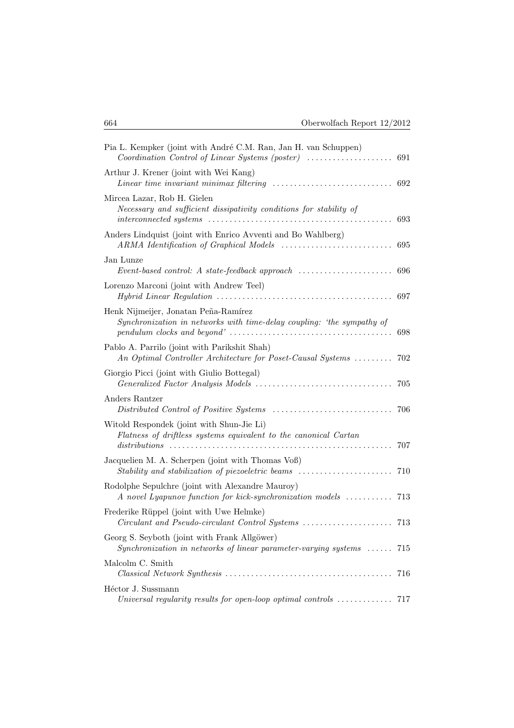Pia L. Kempker (joint with André C.M. Ran, Jan H. van Schuppen)
*Coordination Control of Linear Systems (poster)* ..... 691

Arthur J. Krener (joint with Wei Kang)
*Linear time invariant minimax filtering* ..... 692

Mircea Lazar, Rob H. Gielen
*Necessary and sufficient dissipativity conditions for stability of interconnected systems* ..... 693

Anders Lindquist (joint with Enrico Avventi and Bo Wahlberg)
*ARMA Identification of Graphical Models* ..... 695

Jan Lunze
*Event-based control: A state-feedback approach* ..... 696

Lorenzo Marconi (joint with Andrew Teel)
*Hybrid Linear Regulation* ..... 697

Henk Nijmeijer, Jonatan Peña-Ramírez
*Synchronization in networks with time-delay coupling: 'the sympathy of pendulum clocks and beyond'* ..... 698

Pablo A. Parrilo (joint with Parikshit Shah)
*An Optimal Controller Architecture for Poset-Causal Systems* ..... 702

Giorgio Picci (joint with Giulio Bottegal)
*Generalized Factor Analysis Models* ..... 705

Anders Rantzer
*Distributed Control of Positive Systems* ..... 706

Witold Respondek (joint with Shun-Jie Li)
*Flatness of driftless systems equivalent to the canonical Cartan distributions* ..... 707

Jacquelien M. A. Scherpen (joint with Thomas Voß)
*Stability and stabilization of piezoeletric beams* ..... 710

Rodolphe Sepulchre (joint with Alexandre Mauroy)
*A novel Lyapunov function for kick-synchronization models* ..... 713

Frederike Rüppel (joint with Uwe Helmke)
*Circulant and Pseudo-circulant Control Systems* ..... 713

Georg S. Seyboth (joint with Frank Allgöwer)
*Synchronization in networks of linear parameter-varying systems* ..... 715

Malcolm C. Smith
*Classical Network Synthesis* ..... 716

Héctor J. Sussmann
*Universal regularity results for open-loop optimal controls* ..... 717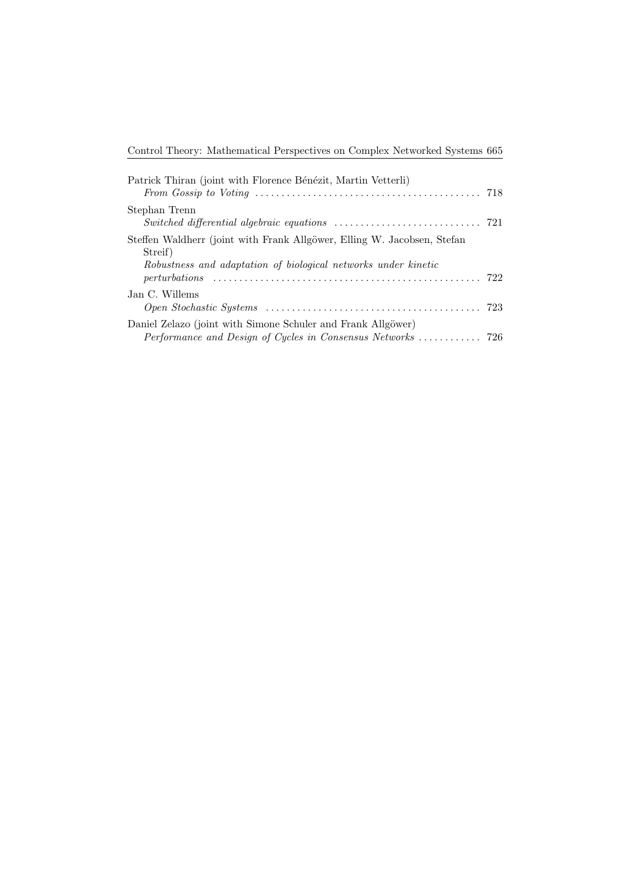Patrick Thiran (joint with Florence Bénézit, Martin Vetterli)
*From Gossip to Voting* .......... 718

Stephan Trenn
*Switched differential algebraic equations* .......... 721

Steffen Waldherr (joint with Frank Allgöwer, Elling W. Jacobsen, Stefan Streif)
*Robustness and adaptation of biological networks under kinetic perturbations* .......... 722

Jan C. Willems
*Open Stochastic Systems* .......... 723

Daniel Zelazo (joint with Simone Schuler and Frank Allgöwer)
*Performance and Design of Cycles in Consensus Networks* .......... 726